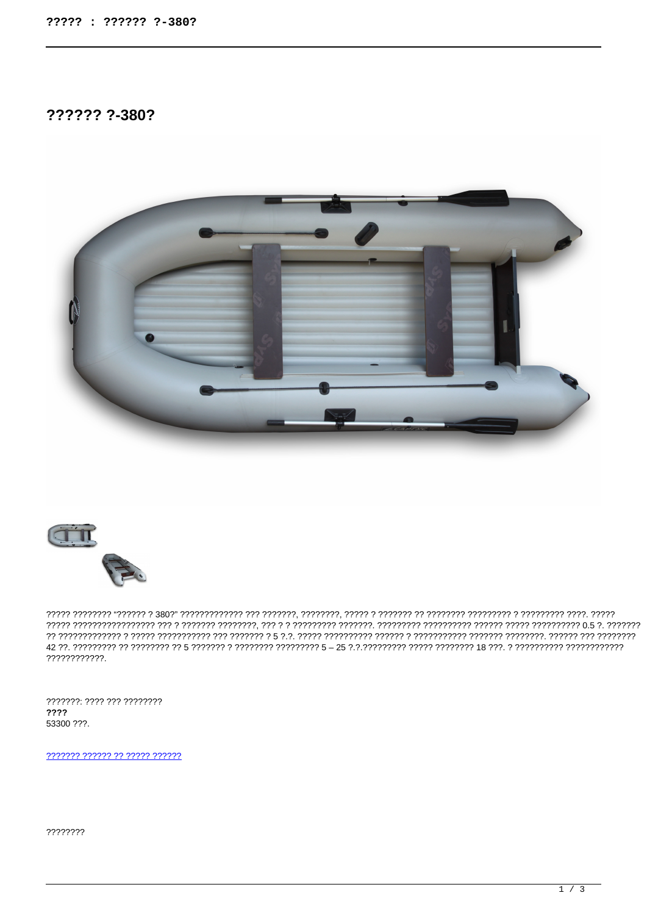# ?????? ?-380?

????? ???????? "?????? ? 380?" ????????????? ??? ???????, ????????, ????? ? ??????? ?? ???????? ????????? ? ????????? ????. ????? ????? ????????????????? ??? ? ??????? ????????, ??? ? ? ????????? ???????. ????????? ????????? ?????? ????? ?????????? 0.5 ?. ??????? ?? ????????????? ? ????? ??????????? ??? ??????? ? 5 ?.?. ????? ?????????? ?????? ? ??????????? ??????? ????????. ?????? ??? ???????? 42 ??. ????????? ?? ???????? ?? 5 ??????? ? ???????? ????????? 5 – 25 ?.?.????????? ????? ???????? 18 ???. ? ?????????? ???????????? ????????????.

???????: ???? ??? ????????
**????**
53300 ???.

[??????? ?????? ?? ????? ??????]()

????????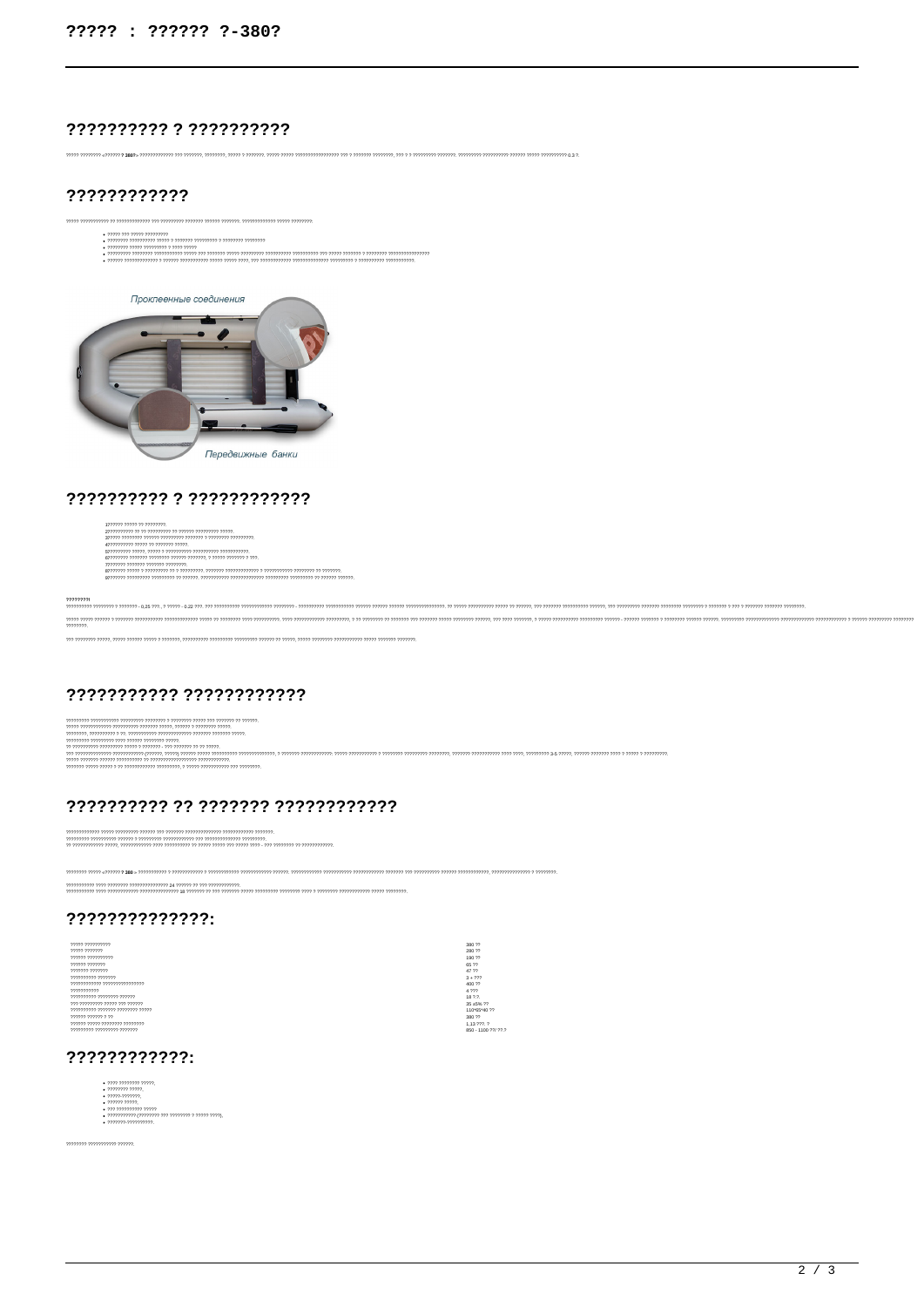## ?????????? ? ??????????

????? ???????? «?????? ? 380?» ????????????? ??? ???????, ????????, ????? ? ???????, ????? ????? ?????????????????? ??? ? ??????? ????????, ??? ? ? ????????? ???????. ????????? ?????????? ?????? ????? ?????????? 0,3 ?.

## ????????????

## ?????????? ? ????????????

????????:

## ??????????? ????????????

## ?????????? ?? ??????? ????????????

## ???????????????:

| | |
|---|---|
| ????? ?????????? | 380 ?? |
| ????? ??????? | 200 ?? |
| ?????? ????????? | 190 ?? |
| ?????? ??????? | 65 ?? |
| ??????? ??????? | 47 ?? |
| ????????? ??????? | 3 + ??? |
| ??????????? ???????????????? | 400 ?? |
| ?????????? | 4 ??? |
| ?????????? ???????? ?????? | 18 ?.?. |
| ??? ????????? ????? ??? ?????? | 35 ±5% ?? |
| ?????????? ??????? ???????? ????? | 110*65*40 ?? |
| ?????? ?????? ? ?? | 380 ?? |
| ?????? ????? ???????? ???????? | 1,13 ???. ? |
| ????????? ????????? ??????? | 850 - 1100 ??/ ??.? |

## ????????????:

- ???? ???????? ?????,
- ???????? ?????,
- ?????-???????,
- ?????? ?????,
- ??? ?????????? ?????
- ??????????? (????????? ??? ???????? ? ????? ????),
- ???????-??????????.

??????? ?????????? ??????.